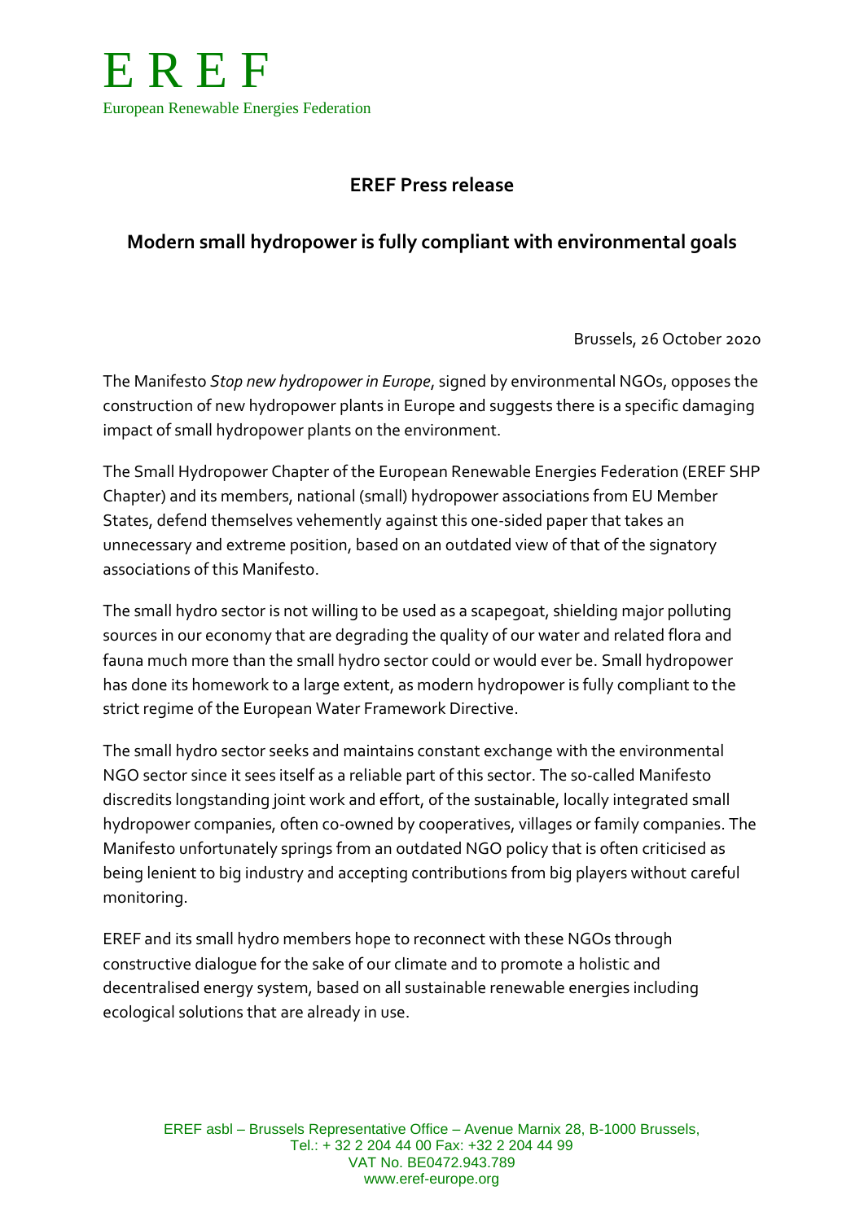# E R E F

European Renewable Energies Federation

## EREF Press release

## Modern small hydropower is fully compliant with environmental goals

Brussels, 26 October 2020

The Manifesto *Stop new hydropower in Europe*, signed by environmental NGOs, opposes the construction of new hydropower plants in Europe and suggests there is a specific damaging impact of small hydropower plants on the environment.

The Small Hydropower Chapter of the European Renewable Energies Federation (EREF SHP Chapter) and its members, national (small) hydropower associations from EU Member States, defend themselves vehemently against this one-sided paper that takes an unnecessary and extreme position, based on an outdated view of that of the signatory associations of this Manifesto.

The small hydro sector is not willing to be used as a scapegoat, shielding major polluting sources in our economy that are degrading the quality of our water and related flora and fauna much more than the small hydro sector could or would ever be. Small hydropower has done its homework to a large extent, as modern hydropower is fully compliant to the strict regime of the European Water Framework Directive.

The small hydro sector seeks and maintains constant exchange with the environmental NGO sector since it sees itself as a reliable part of this sector. The so-called Manifesto discredits longstanding joint work and effort, of the sustainable, locally integrated small hydropower companies, often co-owned by cooperatives, villages or family companies. The Manifesto unfortunately springs from an outdated NGO policy that is often criticised as being lenient to big industry and accepting contributions from big players without careful monitoring.

EREF and its small hydro members hope to reconnect with these NGOs through constructive dialogue for the sake of our climate and to promote a holistic and decentralised energy system, based on all sustainable renewable energies including ecological solutions that are already in use.

EREF asbl – Brussels Representative Office – Avenue Marnix 28, B-1000 Brussels,
Tel.: + 32 2 204 44 00 Fax: +32 2 204 44 99
VAT No. BE0472.943.789
www.eref-europe.org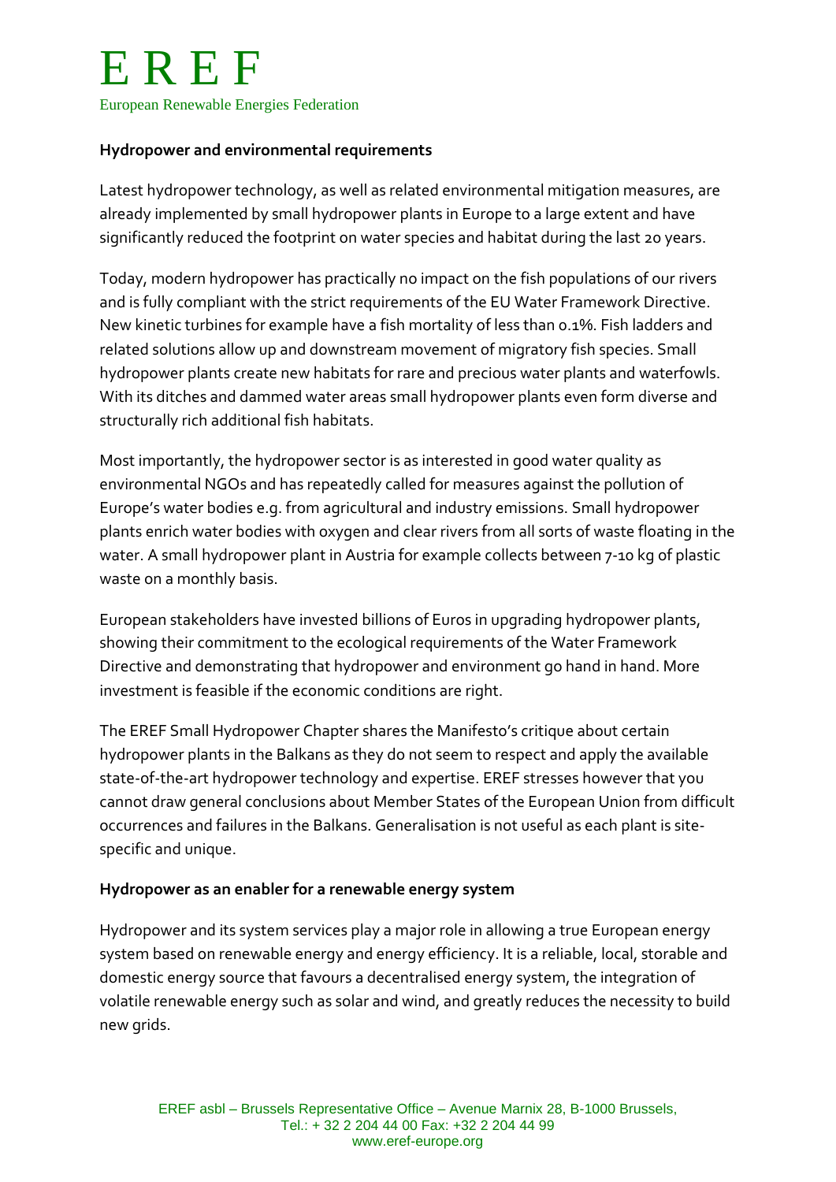**Hydropower and environmental requirements**

Latest hydropower technology, as well as related environmental mitigation measures, are already implemented by small hydropower plants in Europe to a large extent and have significantly reduced the footprint on water species and habitat during the last 20 years.

Today, modern hydropower has practically no impact on the fish populations of our rivers and is fully compliant with the strict requirements of the EU Water Framework Directive. New kinetic turbines for example have a fish mortality of less than 0.1%. Fish ladders and related solutions allow up and downstream movement of migratory fish species. Small hydropower plants create new habitats for rare and precious water plants and waterfowls. With its ditches and dammed water areas small hydropower plants even form diverse and structurally rich additional fish habitats.

Most importantly, the hydropower sector is as interested in good water quality as environmental NGOs and has repeatedly called for measures against the pollution of Europe's water bodies e.g. from agricultural and industry emissions. Small hydropower plants enrich water bodies with oxygen and clear rivers from all sorts of waste floating in the water. A small hydropower plant in Austria for example collects between 7-10 kg of plastic waste on a monthly basis.

European stakeholders have invested billions of Euros in upgrading hydropower plants, showing their commitment to the ecological requirements of the Water Framework Directive and demonstrating that hydropower and environment go hand in hand. More investment is feasible if the economic conditions are right.

The EREF Small Hydropower Chapter shares the Manifesto's critique about certain hydropower plants in the Balkans as they do not seem to respect and apply the available state-of-the-art hydropower technology and expertise. EREF stresses however that you cannot draw general conclusions about Member States of the European Union from difficult occurrences and failures in the Balkans. Generalisation is not useful as each plant is site-specific and unique.

**Hydropower as an enabler for a renewable energy system**

Hydropower and its system services play a major role in allowing a true European energy system based on renewable energy and energy efficiency. It is a reliable, local, storable and domestic energy source that favours a decentralised energy system, the integration of volatile renewable energy such as solar and wind, and greatly reduces the necessity to build new grids.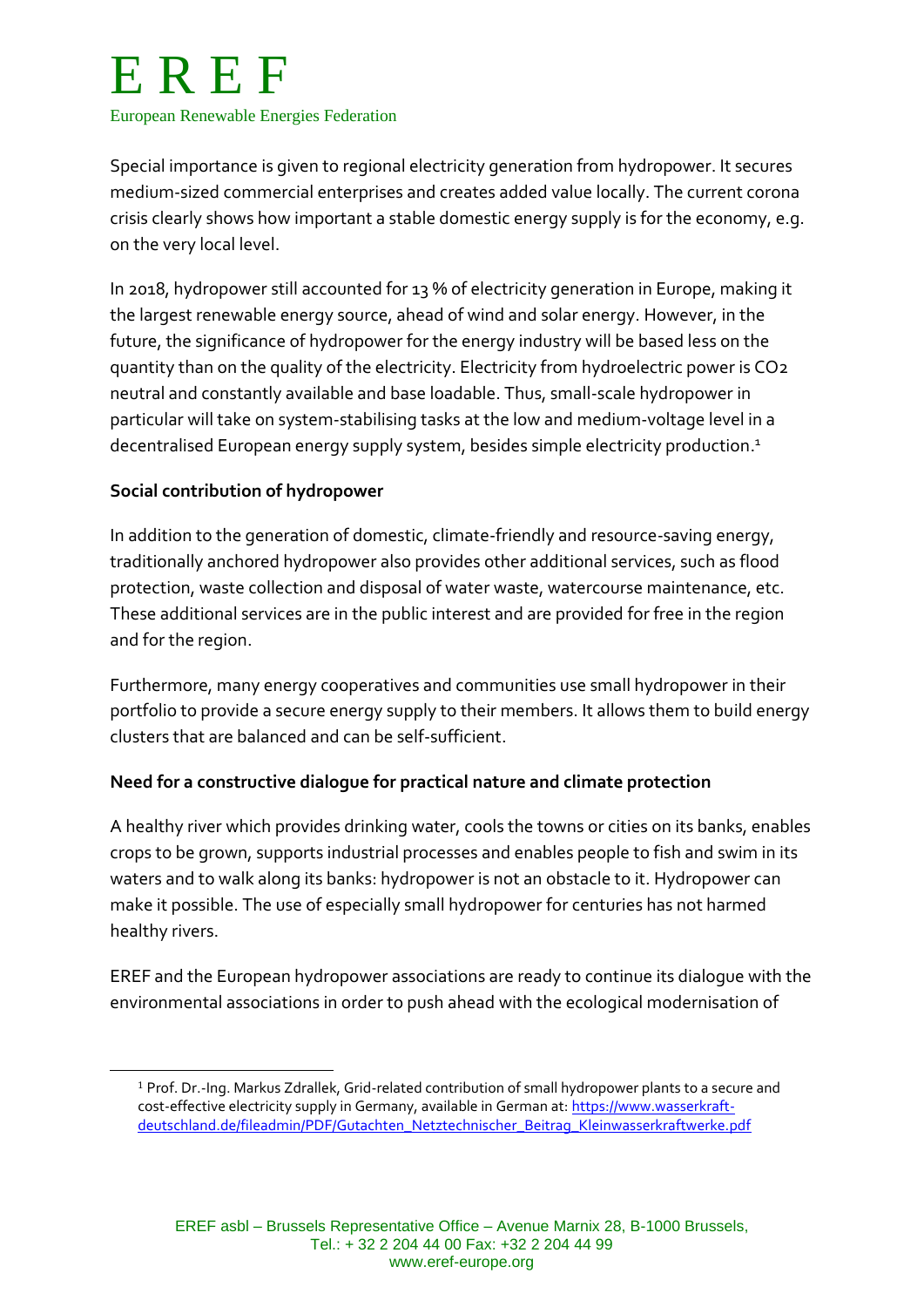Special importance is given to regional electricity generation from hydropower. It secures medium-sized commercial enterprises and creates added value locally. The current corona crisis clearly shows how important a stable domestic energy supply is for the economy, e.g. on the very local level.

In 2018, hydropower still accounted for 13 % of electricity generation in Europe, making it the largest renewable energy source, ahead of wind and solar energy. However, in the future, the significance of hydropower for the energy industry will be based less on the quantity than on the quality of the electricity. Electricity from hydroelectric power is $CO_2$ neutral and constantly available and base loadable. Thus, small-scale hydropower in particular will take on system-stabilising tasks at the low and medium-voltage level in a decentralised European energy supply system, besides simple electricity production.[1]

**Social contribution of hydropower**

In addition to the generation of domestic, climate-friendly and resource-saving energy, traditionally anchored hydropower also provides other additional services, such as flood protection, waste collection and disposal of water waste, watercourse maintenance, etc. These additional services are in the public interest and are provided for free in the region and for the region.

Furthermore, many energy cooperatives and communities use small hydropower in their portfolio to provide a secure energy supply to their members. It allows them to build energy clusters that are balanced and can be self-sufficient.

**Need for a constructive dialogue for practical nature and climate protection**

A healthy river which provides drinking water, cools the towns or cities on its banks, enables crops to be grown, supports industrial processes and enables people to fish and swim in its waters and to walk along its banks: hydropower is not an obstacle to it. Hydropower can make it possible. The use of especially small hydropower for centuries has not harmed healthy rivers.

EREF and the European hydropower associations are ready to continue its dialogue with the environmental associations in order to push ahead with the ecological modernisation of

---

[1] Prof. Dr.-Ing. Markus Zdrallek, Grid-related contribution of small hydropower plants to a secure and cost-effective electricity supply in Germany, available in German at: https://www.wasserkraft-deutschland.de/fileadmin/PDF/Gutachten_Netztechnischer_Beitrag_Kleinwasserkraftwerke.pdf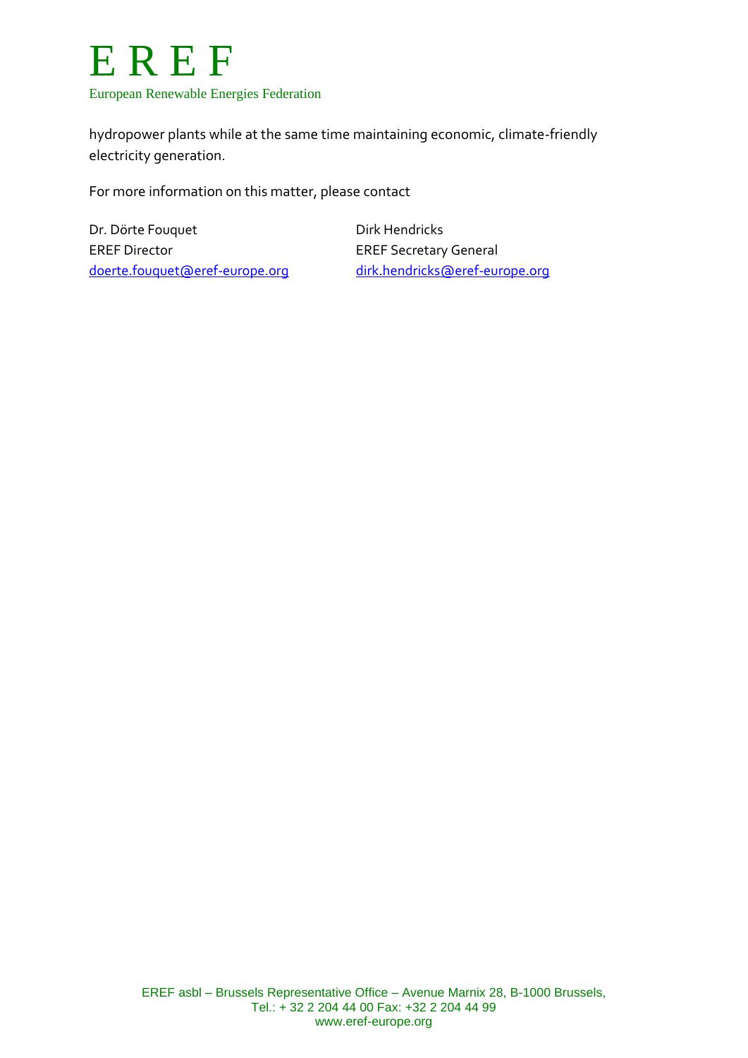hydropower plants while at the same time maintaining economic, climate-friendly electricity generation.

For more information on this matter, please contact

Dr. Dörte Fouquet
EREF Director
doerte.fouquet@eref-europe.org

Dirk Hendricks
EREF Secretary General
dirk.hendricks@eref-europe.org